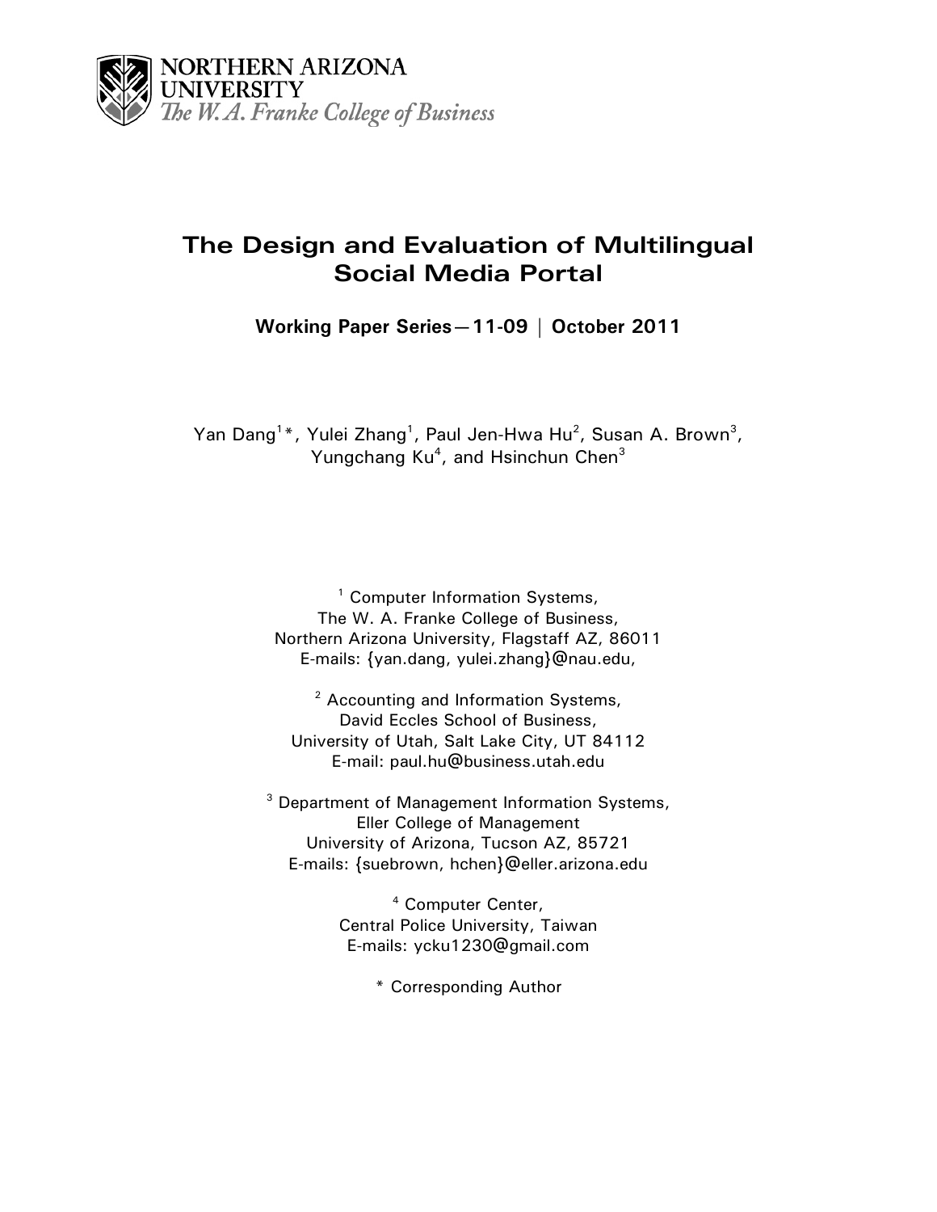NORTHERN ARIZONA UNIVERSITY
*The W. A. Franke College of Business*

# The Design and Evaluation of Multilingual Social Media Portal

**Working Paper Series—11-09 | October 2011**

Yan Dang[1]*, Yulei Zhang[1], Paul Jen-Hwa Hu[2], Susan A. Brown[3], Yungchang Ku[4], and Hsinchun Chen[3]

[1] Computer Information Systems,
The W. A. Franke College of Business,
Northern Arizona University, Flagstaff AZ, 86011
E-mails: {yan.dang, yulei.zhang}@nau.edu,

[2] Accounting and Information Systems,
David Eccles School of Business,
University of Utah, Salt Lake City, UT 84112
E-mail: paul.hu@business.utah.edu

[3] Department of Management Information Systems,
Eller College of Management
University of Arizona, Tucson AZ, 85721
E-mails: {suebrown, hchen}@eller.arizona.edu

[4] Computer Center,
Central Police University, Taiwan
E-mails: ycku1230@gmail.com

* Corresponding Author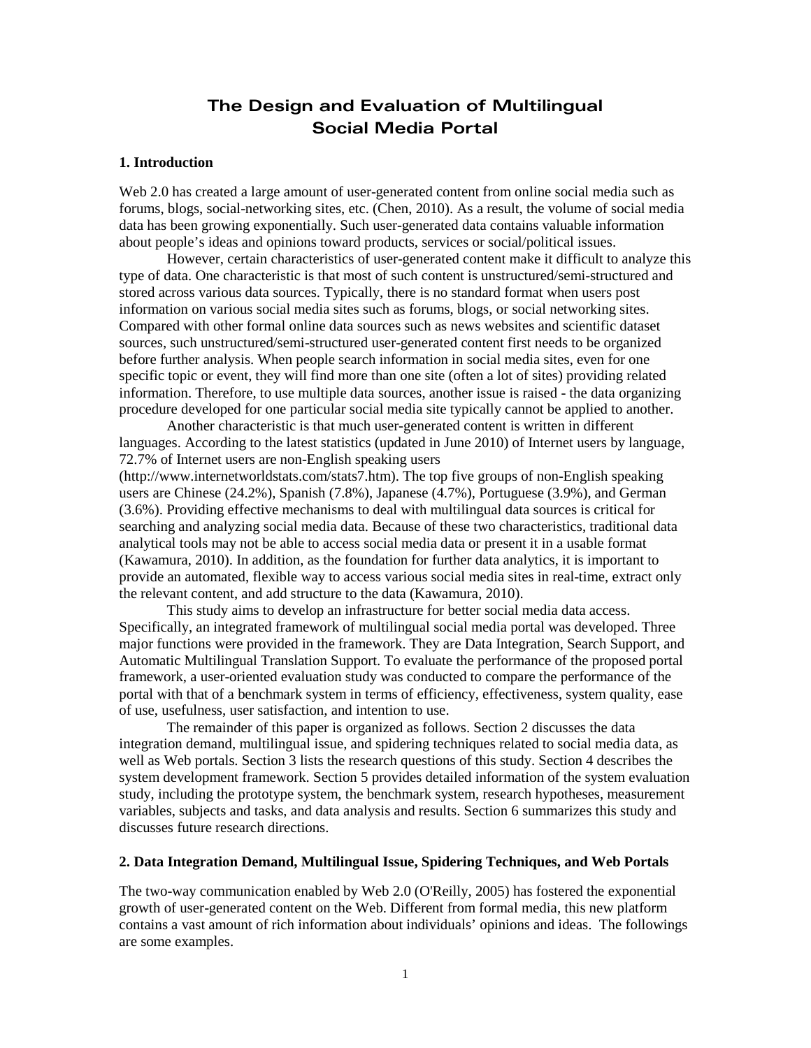# The Design and Evaluation of Multilingual Social Media Portal

## 1. Introduction

Web 2.0 has created a large amount of user-generated content from online social media such as forums, blogs, social-networking sites, etc. (Chen, 2010). As a result, the volume of social media data has been growing exponentially. Such user-generated data contains valuable information about people's ideas and opinions toward products, services or social/political issues.

However, certain characteristics of user-generated content make it difficult to analyze this type of data. One characteristic is that most of such content is unstructured/semi-structured and stored across various data sources. Typically, there is no standard format when users post information on various social media sites such as forums, blogs, or social networking sites. Compared with other formal online data sources such as news websites and scientific dataset sources, such unstructured/semi-structured user-generated content first needs to be organized before further analysis. When people search information in social media sites, even for one specific topic or event, they will find more than one site (often a lot of sites) providing related information. Therefore, to use multiple data sources, another issue is raised - the data organizing procedure developed for one particular social media site typically cannot be applied to another.

Another characteristic is that much user-generated content is written in different languages. According to the latest statistics (updated in June 2010) of Internet users by language, 72.7% of Internet users are non-English speaking users (http://www.internetworldstats.com/stats7.htm). The top five groups of non-English speaking users are Chinese (24.2%), Spanish (7.8%), Japanese (4.7%), Portuguese (3.9%), and German (3.6%). Providing effective mechanisms to deal with multilingual data sources is critical for searching and analyzing social media data. Because of these two characteristics, traditional data analytical tools may not be able to access social media data or present it in a usable format (Kawamura, 2010). In addition, as the foundation for further data analytics, it is important to provide an automated, flexible way to access various social media sites in real-time, extract only the relevant content, and add structure to the data (Kawamura, 2010).

This study aims to develop an infrastructure for better social media data access. Specifically, an integrated framework of multilingual social media portal was developed. Three major functions were provided in the framework. They are Data Integration, Search Support, and Automatic Multilingual Translation Support. To evaluate the performance of the proposed portal framework, a user-oriented evaluation study was conducted to compare the performance of the portal with that of a benchmark system in terms of efficiency, effectiveness, system quality, ease of use, usefulness, user satisfaction, and intention to use.

The remainder of this paper is organized as follows. Section 2 discusses the data integration demand, multilingual issue, and spidering techniques related to social media data, as well as Web portals. Section 3 lists the research questions of this study. Section 4 describes the system development framework. Section 5 provides detailed information of the system evaluation study, including the prototype system, the benchmark system, research hypotheses, measurement variables, subjects and tasks, and data analysis and results. Section 6 summarizes this study and discusses future research directions.

## 2. Data Integration Demand, Multilingual Issue, Spidering Techniques, and Web Portals

The two-way communication enabled by Web 2.0 (O'Reilly, 2005) has fostered the exponential growth of user-generated content on the Web. Different from formal media, this new platform contains a vast amount of rich information about individuals' opinions and ideas. The followings are some examples.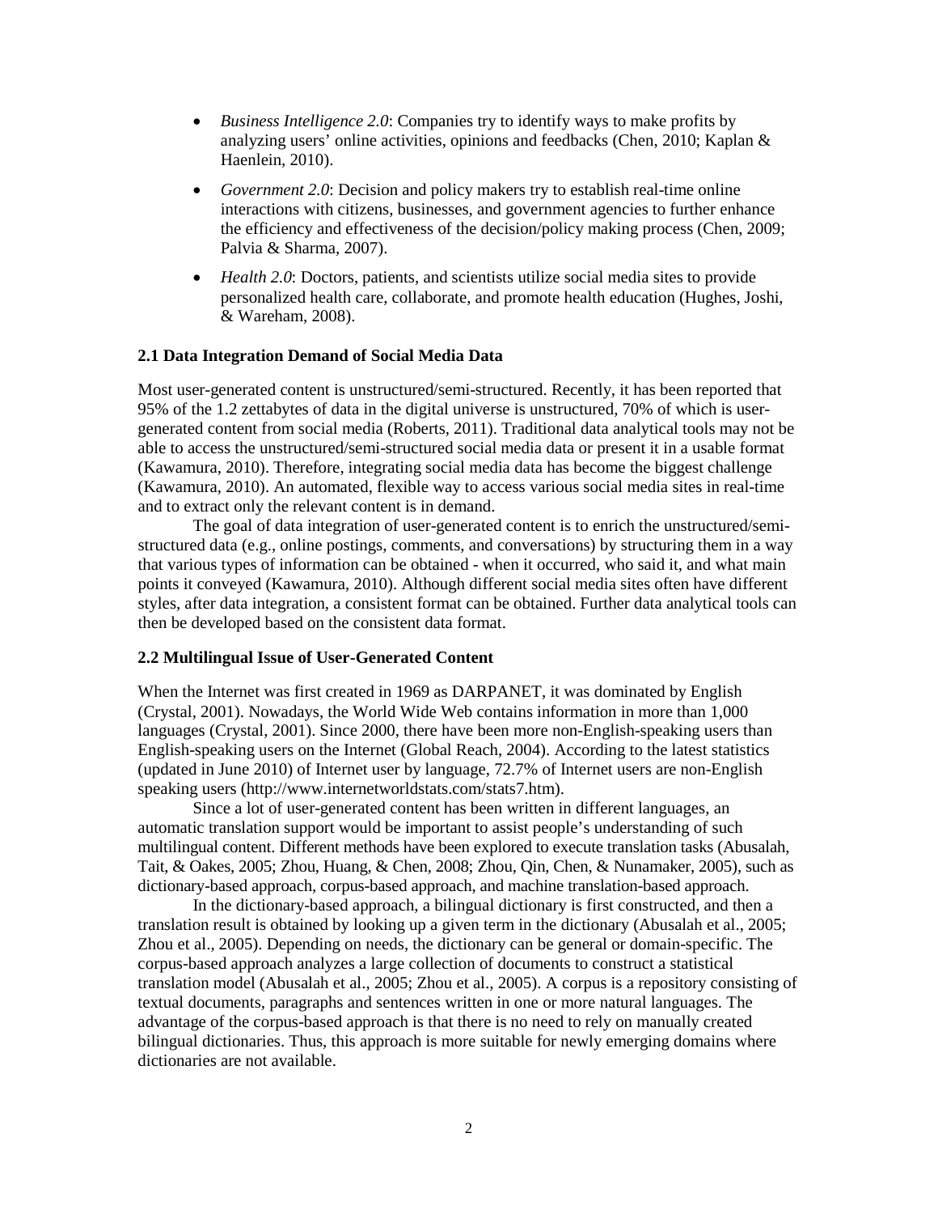- *Business Intelligence 2.0*: Companies try to identify ways to make profits by analyzing users' online activities, opinions and feedbacks (Chen, 2010; Kaplan & Haenlein, 2010).
- *Government 2.0*: Decision and policy makers try to establish real-time online interactions with citizens, businesses, and government agencies to further enhance the efficiency and effectiveness of the decision/policy making process (Chen, 2009; Palvia & Sharma, 2007).
- *Health 2.0*: Doctors, patients, and scientists utilize social media sites to provide personalized health care, collaborate, and promote health education (Hughes, Joshi, & Wareham, 2008).

### 2.1 Data Integration Demand of Social Media Data

Most user-generated content is unstructured/semi-structured. Recently, it has been reported that 95% of the 1.2 zettabytes of data in the digital universe is unstructured, 70% of which is user-generated content from social media (Roberts, 2011). Traditional data analytical tools may not be able to access the unstructured/semi-structured social media data or present it in a usable format (Kawamura, 2010). Therefore, integrating social media data has become the biggest challenge (Kawamura, 2010). An automated, flexible way to access various social media sites in real-time and to extract only the relevant content is in demand.

The goal of data integration of user-generated content is to enrich the unstructured/semi-structured data (e.g., online postings, comments, and conversations) by structuring them in a way that various types of information can be obtained - when it occurred, who said it, and what main points it conveyed (Kawamura, 2010). Although different social media sites often have different styles, after data integration, a consistent format can be obtained. Further data analytical tools can then be developed based on the consistent data format.

### 2.2 Multilingual Issue of User-Generated Content

When the Internet was first created in 1969 as DARPANET, it was dominated by English (Crystal, 2001). Nowadays, the World Wide Web contains information in more than 1,000 languages (Crystal, 2001). Since 2000, there have been more non-English-speaking users than English-speaking users on the Internet (Global Reach, 2004). According to the latest statistics (updated in June 2010) of Internet user by language, 72.7% of Internet users are non-English speaking users (http://www.internetworldstats.com/stats7.htm).

Since a lot of user-generated content has been written in different languages, an automatic translation support would be important to assist people's understanding of such multilingual content. Different methods have been explored to execute translation tasks (Abusalah, Tait, & Oakes, 2005; Zhou, Huang, & Chen, 2008; Zhou, Qin, Chen, & Nunamaker, 2005), such as dictionary-based approach, corpus-based approach, and machine translation-based approach.

In the dictionary-based approach, a bilingual dictionary is first constructed, and then a translation result is obtained by looking up a given term in the dictionary (Abusalah et al., 2005; Zhou et al., 2005). Depending on needs, the dictionary can be general or domain-specific. The corpus-based approach analyzes a large collection of documents to construct a statistical translation model (Abusalah et al., 2005; Zhou et al., 2005). A corpus is a repository consisting of textual documents, paragraphs and sentences written in one or more natural languages. The advantage of the corpus-based approach is that there is no need to rely on manually created bilingual dictionaries. Thus, this approach is more suitable for newly emerging domains where dictionaries are not available.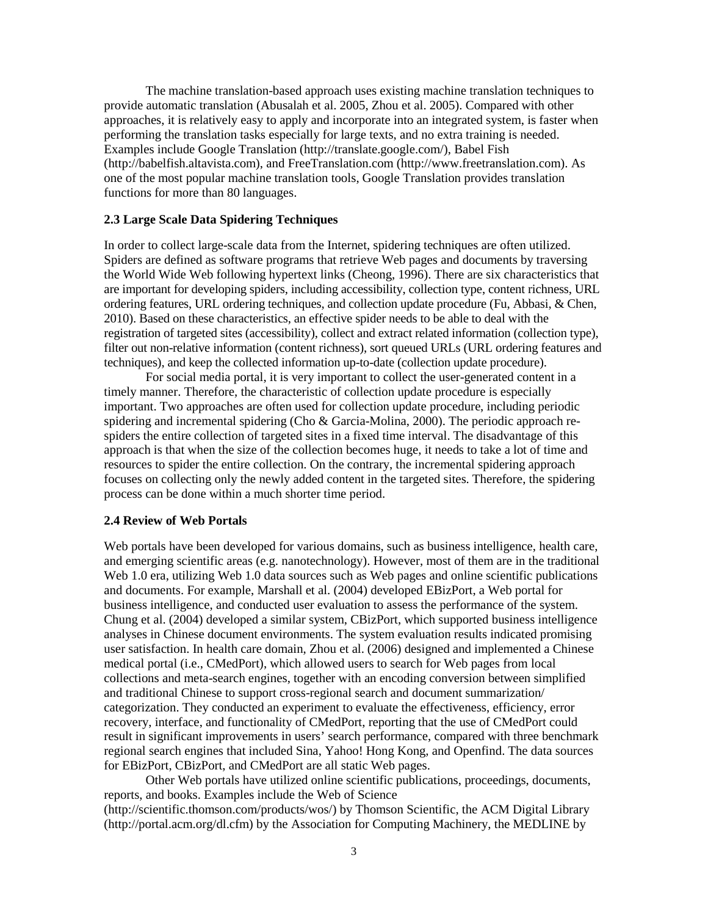The machine translation-based approach uses existing machine translation techniques to provide automatic translation (Abusalah et al. 2005, Zhou et al. 2005). Compared with other approaches, it is relatively easy to apply and incorporate into an integrated system, is faster when performing the translation tasks especially for large texts, and no extra training is needed. Examples include Google Translation (http://translate.google.com/), Babel Fish (http://babelfish.altavista.com), and FreeTranslation.com (http://www.freetranslation.com). As one of the most popular machine translation tools, Google Translation provides translation functions for more than 80 languages.

### 2.3 Large Scale Data Spidering Techniques

In order to collect large-scale data from the Internet, spidering techniques are often utilized. Spiders are defined as software programs that retrieve Web pages and documents by traversing the World Wide Web following hypertext links (Cheong, 1996). There are six characteristics that are important for developing spiders, including accessibility, collection type, content richness, URL ordering features, URL ordering techniques, and collection update procedure (Fu, Abbasi, & Chen, 2010). Based on these characteristics, an effective spider needs to be able to deal with the registration of targeted sites (accessibility), collect and extract related information (collection type), filter out non-relative information (content richness), sort queued URLs (URL ordering features and techniques), and keep the collected information up-to-date (collection update procedure).

For social media portal, it is very important to collect the user-generated content in a timely manner. Therefore, the characteristic of collection update procedure is especially important. Two approaches are often used for collection update procedure, including periodic spidering and incremental spidering (Cho & Garcia-Molina, 2000). The periodic approach re-spiders the entire collection of targeted sites in a fixed time interval. The disadvantage of this approach is that when the size of the collection becomes huge, it needs to take a lot of time and resources to spider the entire collection. On the contrary, the incremental spidering approach focuses on collecting only the newly added content in the targeted sites. Therefore, the spidering process can be done within a much shorter time period.

### 2.4 Review of Web Portals

Web portals have been developed for various domains, such as business intelligence, health care, and emerging scientific areas (e.g. nanotechnology). However, most of them are in the traditional Web 1.0 era, utilizing Web 1.0 data sources such as Web pages and online scientific publications and documents. For example, Marshall et al. (2004) developed EBizPort, a Web portal for business intelligence, and conducted user evaluation to assess the performance of the system. Chung et al. (2004) developed a similar system, CBizPort, which supported business intelligence analyses in Chinese document environments. The system evaluation results indicated promising user satisfaction. In health care domain, Zhou et al. (2006) designed and implemented a Chinese medical portal (i.e., CMedPort), which allowed users to search for Web pages from local collections and meta-search engines, together with an encoding conversion between simplified and traditional Chinese to support cross-regional search and document summarization/ categorization. They conducted an experiment to evaluate the effectiveness, efficiency, error recovery, interface, and functionality of CMedPort, reporting that the use of CMedPort could result in significant improvements in users' search performance, compared with three benchmark regional search engines that included Sina, Yahoo! Hong Kong, and Openfind. The data sources for EBizPort, CBizPort, and CMedPort are all static Web pages.

Other Web portals have utilized online scientific publications, proceedings, documents, reports, and books. Examples include the Web of Science (http://scientific.thomson.com/products/wos/) by Thomson Scientific, the ACM Digital Library (http://portal.acm.org/dl.cfm) by the Association for Computing Machinery, the MEDLINE by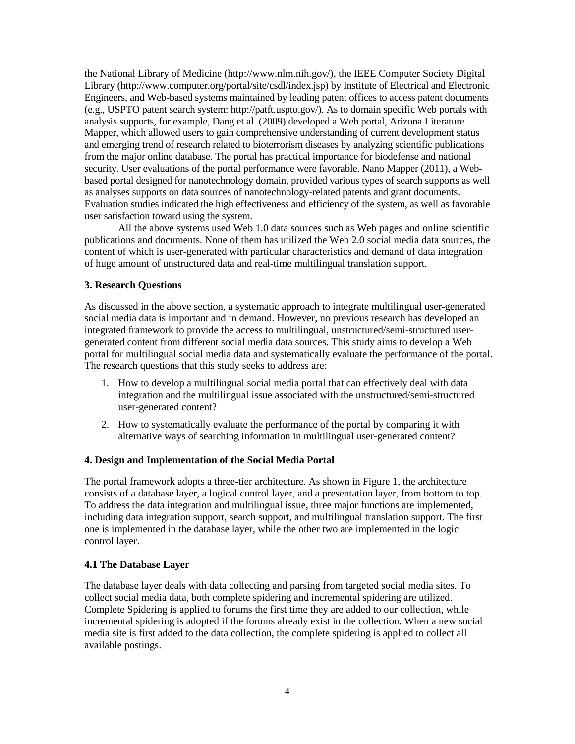the National Library of Medicine (http://www.nlm.nih.gov/), the IEEE Computer Society Digital Library (http://www.computer.org/portal/site/csdl/index.jsp) by Institute of Electrical and Electronic Engineers, and Web-based systems maintained by leading patent offices to access patent documents (e.g., USPTO patent search system: http://patft.uspto.gov/). As to domain specific Web portals with analysis supports, for example, Dang et al. (2009) developed a Web portal, Arizona Literature Mapper, which allowed users to gain comprehensive understanding of current development status and emerging trend of research related to bioterrorism diseases by analyzing scientific publications from the major online database. The portal has practical importance for biodefense and national security. User evaluations of the portal performance were favorable. Nano Mapper (2011), a Web-based portal designed for nanotechnology domain, provided various types of search supports as well as analyses supports on data sources of nanotechnology-related patents and grant documents. Evaluation studies indicated the high effectiveness and efficiency of the system, as well as favorable user satisfaction toward using the system.

All the above systems used Web 1.0 data sources such as Web pages and online scientific publications and documents. None of them has utilized the Web 2.0 social media data sources, the content of which is user-generated with particular characteristics and demand of data integration of huge amount of unstructured data and real-time multilingual translation support.

### 3. Research Questions

As discussed in the above section, a systematic approach to integrate multilingual user-generated social media data is important and in demand. However, no previous research has developed an integrated framework to provide the access to multilingual, unstructured/semi-structured user-generated content from different social media data sources. This study aims to develop a Web portal for multilingual social media data and systematically evaluate the performance of the portal. The research questions that this study seeks to address are:

1. How to develop a multilingual social media portal that can effectively deal with data integration and the multilingual issue associated with the unstructured/semi-structured user-generated content?
2. How to systematically evaluate the performance of the portal by comparing it with alternative ways of searching information in multilingual user-generated content?

### 4. Design and Implementation of the Social Media Portal

The portal framework adopts a three-tier architecture. As shown in Figure 1, the architecture consists of a database layer, a logical control layer, and a presentation layer, from bottom to top. To address the data integration and multilingual issue, three major functions are implemented, including data integration support, search support, and multilingual translation support. The first one is implemented in the database layer, while the other two are implemented in the logic control layer.

#### 4.1 The Database Layer

The database layer deals with data collecting and parsing from targeted social media sites. To collect social media data, both complete spidering and incremental spidering are utilized. Complete Spidering is applied to forums the first time they are added to our collection, while incremental spidering is adopted if the forums already exist in the collection. When a new social media site is first added to the data collection, the complete spidering is applied to collect all available postings.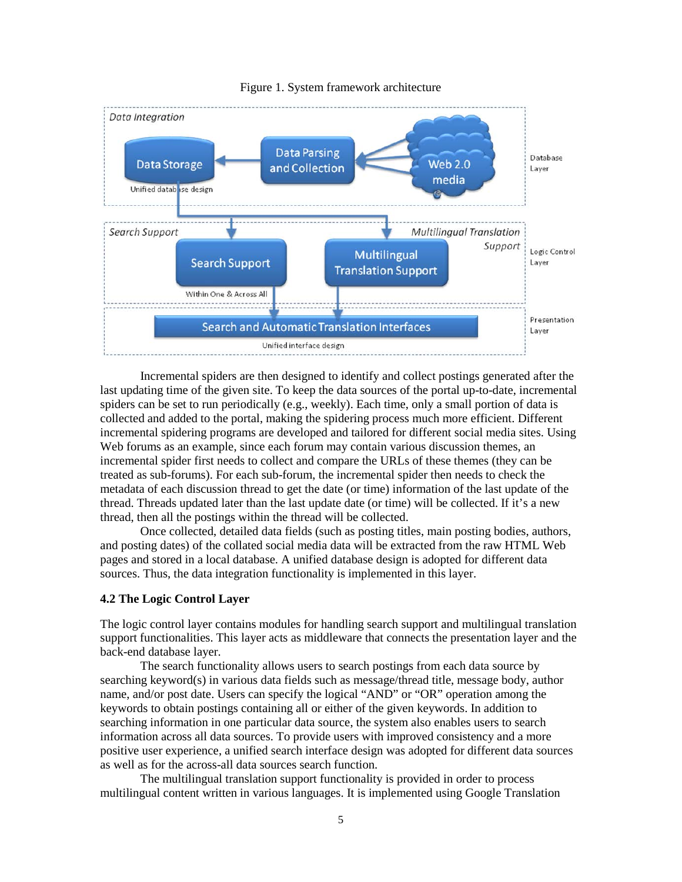Figure 1. System framework architecture

Incremental spiders are then designed to identify and collect postings generated after the last updating time of the given site. To keep the data sources of the portal up-to-date, incremental spiders can be set to run periodically (e.g., weekly). Each time, only a small portion of data is collected and added to the portal, making the spidering process much more efficient. Different incremental spidering programs are developed and tailored for different social media sites. Using Web forums as an example, since each forum may contain various discussion themes, an incremental spider first needs to collect and compare the URLs of these themes (they can be treated as sub-forums). For each sub-forum, the incremental spider then needs to check the metadata of each discussion thread to get the date (or time) information of the last update of the thread. Threads updated later than the last update date (or time) will be collected. If it's a new thread, then all the postings within the thread will be collected.

Once collected, detailed data fields (such as posting titles, main posting bodies, authors, and posting dates) of the collated social media data will be extracted from the raw HTML Web pages and stored in a local database. A unified database design is adopted for different data sources. Thus, the data integration functionality is implemented in this layer.

### 4.2 The Logic Control Layer

The logic control layer contains modules for handling search support and multilingual translation support functionalities. This layer acts as middleware that connects the presentation layer and the back-end database layer.

The search functionality allows users to search postings from each data source by searching keyword(s) in various data fields such as message/thread title, message body, author name, and/or post date. Users can specify the logical "AND" or "OR" operation among the keywords to obtain postings containing all or either of the given keywords. In addition to searching information in one particular data source, the system also enables users to search information across all data sources. To provide users with improved consistency and a more positive user experience, a unified search interface design was adopted for different data sources as well as for the across-all data sources search function.

The multilingual translation support functionality is provided in order to process multilingual content written in various languages. It is implemented using Google Translation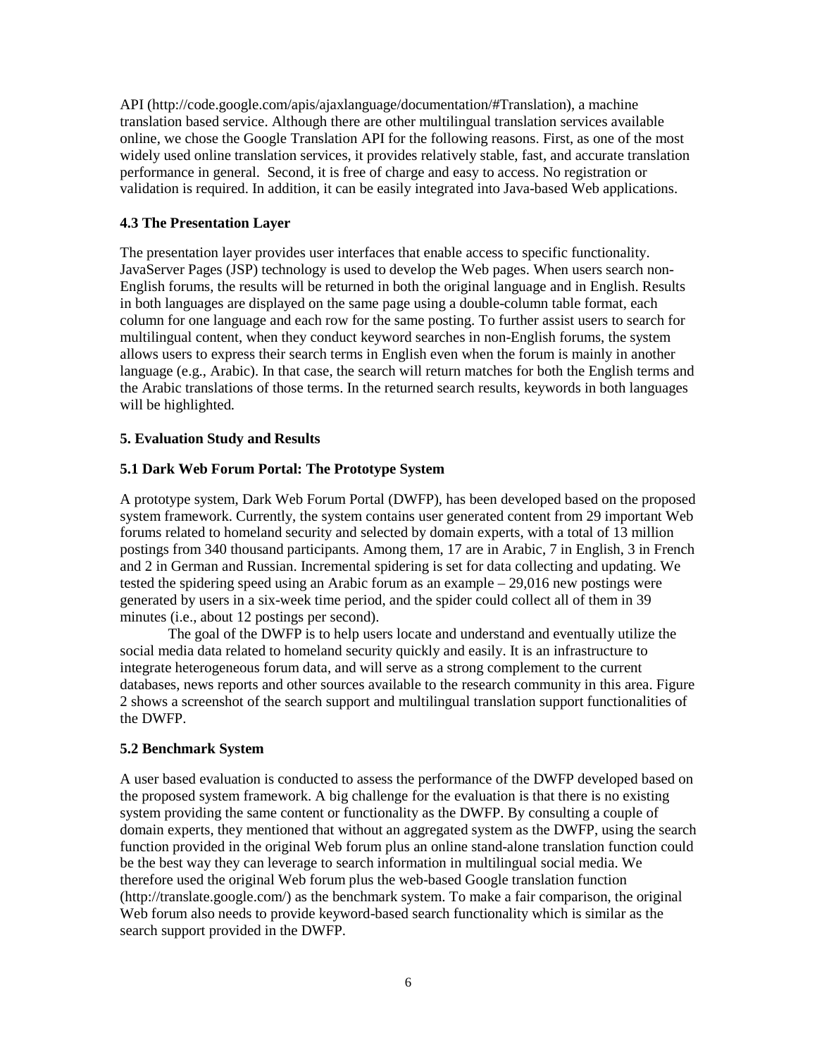API (http://code.google.com/apis/ajaxlanguage/documentation/#Translation), a machine translation based service. Although there are other multilingual translation services available online, we chose the Google Translation API for the following reasons. First, as one of the most widely used online translation services, it provides relatively stable, fast, and accurate translation performance in general. Second, it is free of charge and easy to access. No registration or validation is required. In addition, it can be easily integrated into Java-based Web applications.

### 4.3 The Presentation Layer

The presentation layer provides user interfaces that enable access to specific functionality. JavaServer Pages (JSP) technology is used to develop the Web pages. When users search non-English forums, the results will be returned in both the original language and in English. Results in both languages are displayed on the same page using a double-column table format, each column for one language and each row for the same posting. To further assist users to search for multilingual content, when they conduct keyword searches in non-English forums, the system allows users to express their search terms in English even when the forum is mainly in another language (e.g., Arabic). In that case, the search will return matches for both the English terms and the Arabic translations of those terms. In the returned search results, keywords in both languages will be highlighted.

## 5. Evaluation Study and Results

### 5.1 Dark Web Forum Portal: The Prototype System

A prototype system, Dark Web Forum Portal (DWFP), has been developed based on the proposed system framework. Currently, the system contains user generated content from 29 important Web forums related to homeland security and selected by domain experts, with a total of 13 million postings from 340 thousand participants. Among them, 17 are in Arabic, 7 in English, 3 in French and 2 in German and Russian. Incremental spidering is set for data collecting and updating. We tested the spidering speed using an Arabic forum as an example – 29,016 new postings were generated by users in a six-week time period, and the spider could collect all of them in 39 minutes (i.e., about 12 postings per second).

The goal of the DWFP is to help users locate and understand and eventually utilize the social media data related to homeland security quickly and easily. It is an infrastructure to integrate heterogeneous forum data, and will serve as a strong complement to the current databases, news reports and other sources available to the research community in this area. Figure 2 shows a screenshot of the search support and multilingual translation support functionalities of the DWFP.

### 5.2 Benchmark System

A user based evaluation is conducted to assess the performance of the DWFP developed based on the proposed system framework. A big challenge for the evaluation is that there is no existing system providing the same content or functionality as the DWFP. By consulting a couple of domain experts, they mentioned that without an aggregated system as the DWFP, using the search function provided in the original Web forum plus an online stand-alone translation function could be the best way they can leverage to search information in multilingual social media. We therefore used the original Web forum plus the web-based Google translation function (http://translate.google.com/) as the benchmark system. To make a fair comparison, the original Web forum also needs to provide keyword-based search functionality which is similar as the search support provided in the DWFP.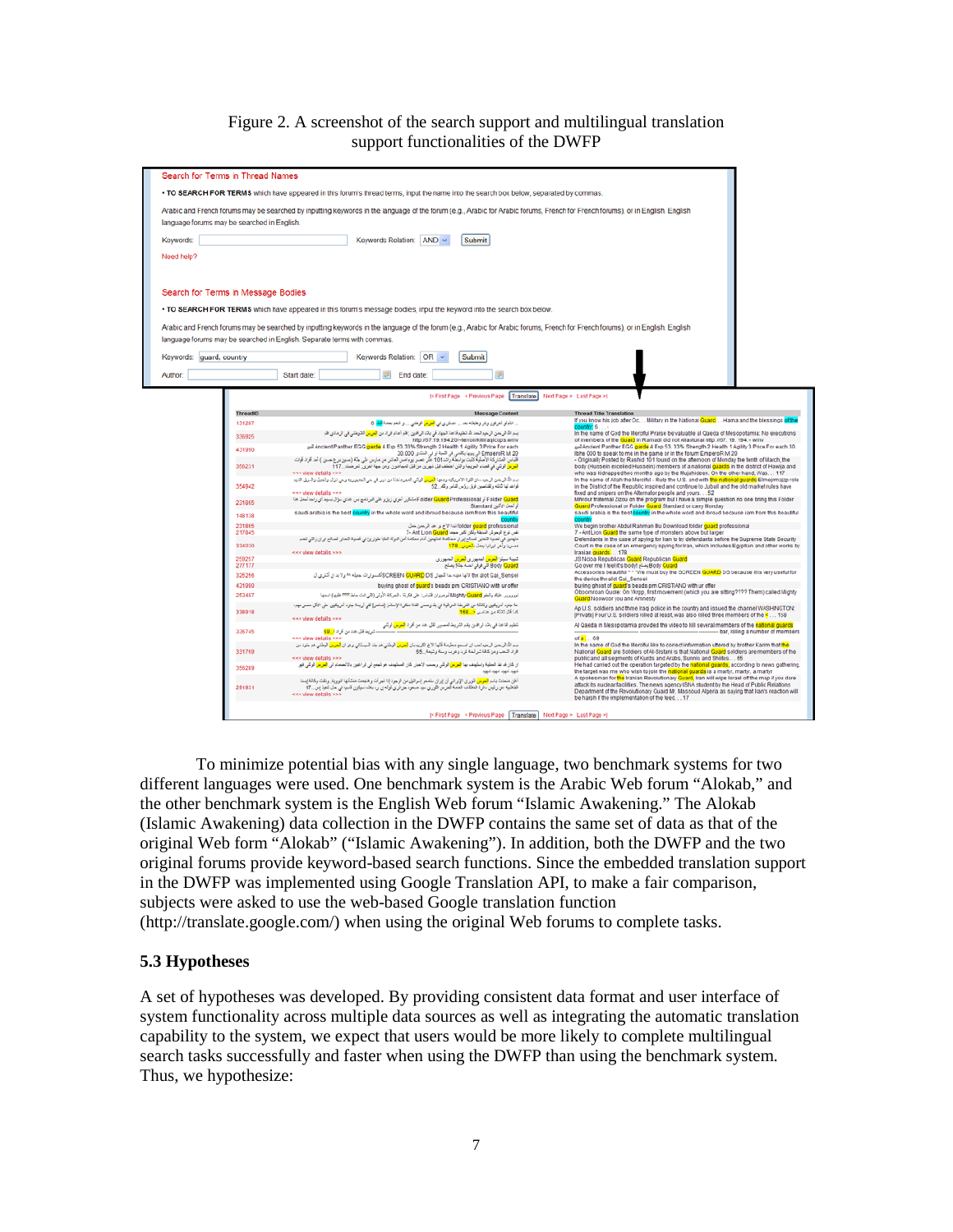Figure 2. A screenshot of the search support and multilingual translation support functionalities of the DWFP

To minimize potential bias with any single language, two benchmark systems for two different languages were used. One benchmark system is the Arabic Web forum "Alokab," and the other benchmark system is the English Web forum "Islamic Awakening." The Alokab (Islamic Awakening) data collection in the DWFP contains the same set of data as that of the original Web form "Alokab" ("Islamic Awakening"). In addition, both the DWFP and the two original forums provide keyword-based search functions. Since the embedded translation support in the DWFP was implemented using Google Translation API, to make a fair comparison, subjects were asked to use the web-based Google translation function (http://translate.google.com/) when using the original Web forums to complete tasks.

### 5.3 Hypotheses

A set of hypotheses was developed. By providing consistent data format and user interface of system functionality across multiple data sources as well as integrating the automatic translation capability to the system, we expect that users would be more likely to complete multilingual search tasks successfully and faster when using the DWFP than using the benchmark system. Thus, we hypothesize: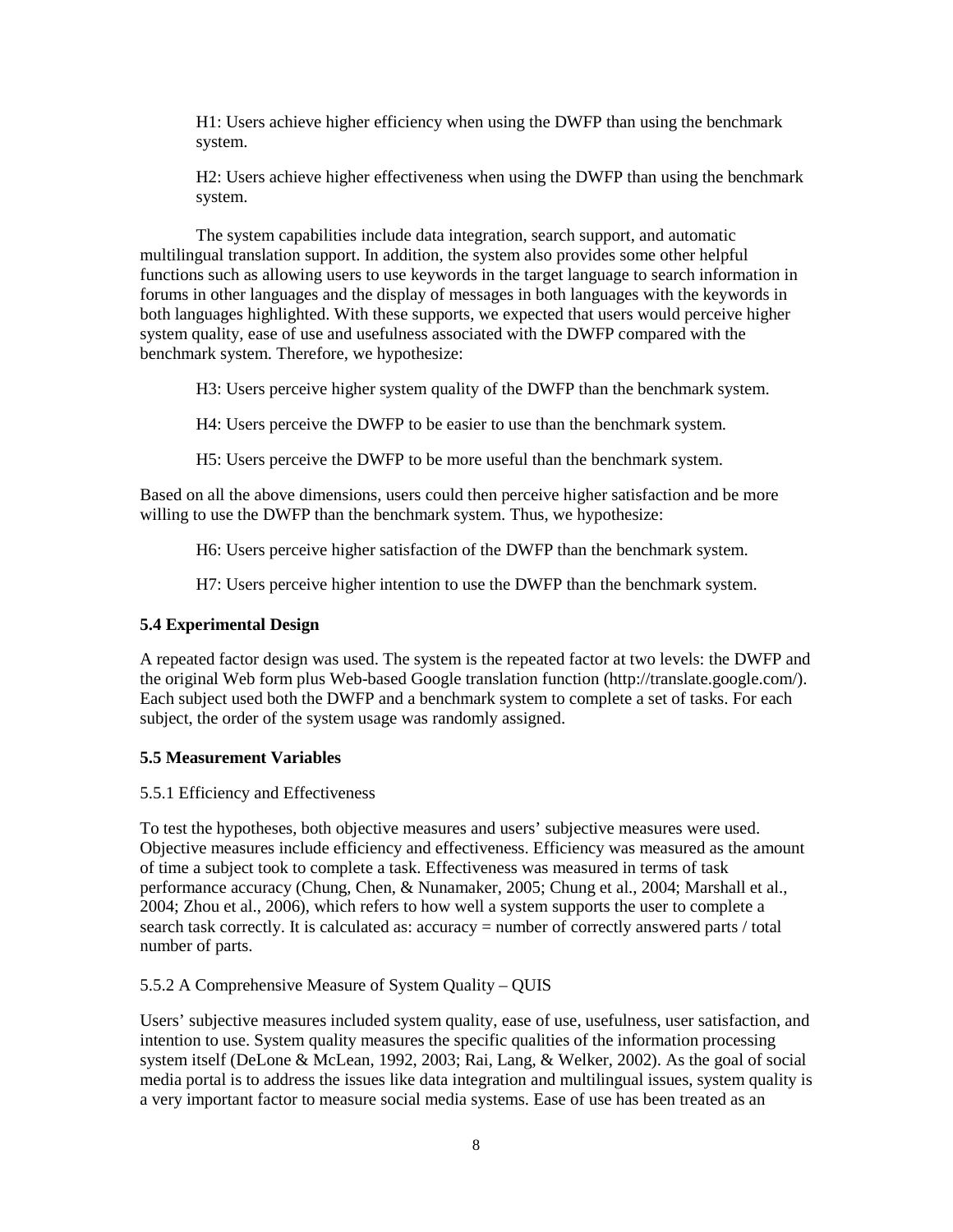H1: Users achieve higher efficiency when using the DWFP than using the benchmark system.

H2: Users achieve higher effectiveness when using the DWFP than using the benchmark system.

The system capabilities include data integration, search support, and automatic multilingual translation support. In addition, the system also provides some other helpful functions such as allowing users to use keywords in the target language to search information in forums in other languages and the display of messages in both languages with the keywords in both languages highlighted. With these supports, we expected that users would perceive higher system quality, ease of use and usefulness associated with the DWFP compared with the benchmark system. Therefore, we hypothesize:

H3: Users perceive higher system quality of the DWFP than the benchmark system.

H4: Users perceive the DWFP to be easier to use than the benchmark system.

H5: Users perceive the DWFP to be more useful than the benchmark system.

Based on all the above dimensions, users could then perceive higher satisfaction and be more willing to use the DWFP than the benchmark system. Thus, we hypothesize:

H6: Users perceive higher satisfaction of the DWFP than the benchmark system.

H7: Users perceive higher intention to use the DWFP than the benchmark system.

### 5.4 Experimental Design

A repeated factor design was used. The system is the repeated factor at two levels: the DWFP and the original Web form plus Web-based Google translation function (http://translate.google.com/). Each subject used both the DWFP and a benchmark system to complete a set of tasks. For each subject, the order of the system usage was randomly assigned.

### 5.5 Measurement Variables

#### 5.5.1 Efficiency and Effectiveness

To test the hypotheses, both objective measures and users' subjective measures were used. Objective measures include efficiency and effectiveness. Efficiency was measured as the amount of time a subject took to complete a task. Effectiveness was measured in terms of task performance accuracy (Chung, Chen, & Nunamaker, 2005; Chung et al., 2004; Marshall et al., 2004; Zhou et al., 2006), which refers to how well a system supports the user to complete a search task correctly. It is calculated as: accuracy = number of correctly answered parts / total number of parts.

#### 5.5.2 A Comprehensive Measure of System Quality – QUIS

Users' subjective measures included system quality, ease of use, usefulness, user satisfaction, and intention to use. System quality measures the specific qualities of the information processing system itself (DeLone & McLean, 1992, 2003; Rai, Lang, & Welker, 2002). As the goal of social media portal is to address the issues like data integration and multilingual issues, system quality is a very important factor to measure social media systems. Ease of use has been treated as an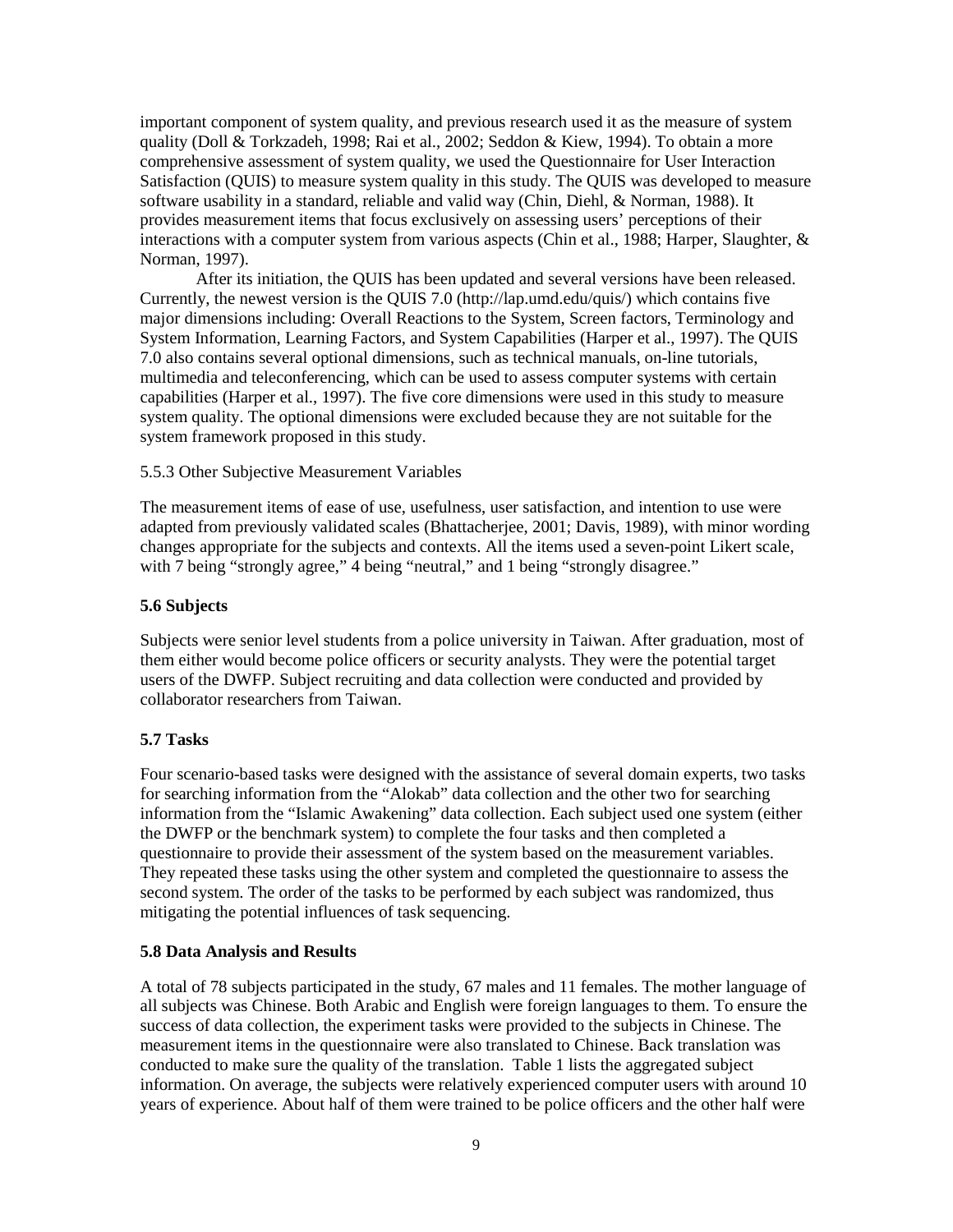important component of system quality, and previous research used it as the measure of system quality (Doll & Torkzadeh, 1998; Rai et al., 2002; Seddon & Kiew, 1994). To obtain a more comprehensive assessment of system quality, we used the Questionnaire for User Interaction Satisfaction (QUIS) to measure system quality in this study. The QUIS was developed to measure software usability in a standard, reliable and valid way (Chin, Diehl, & Norman, 1988). It provides measurement items that focus exclusively on assessing users' perceptions of their interactions with a computer system from various aspects (Chin et al., 1988; Harper, Slaughter, & Norman, 1997).

After its initiation, the QUIS has been updated and several versions have been released. Currently, the newest version is the QUIS 7.0 (http://lap.umd.edu/quis/) which contains five major dimensions including: Overall Reactions to the System, Screen factors, Terminology and System Information, Learning Factors, and System Capabilities (Harper et al., 1997). The QUIS 7.0 also contains several optional dimensions, such as technical manuals, on-line tutorials, multimedia and teleconferencing, which can be used to assess computer systems with certain capabilities (Harper et al., 1997). The five core dimensions were used in this study to measure system quality. The optional dimensions were excluded because they are not suitable for the system framework proposed in this study.

5.5.3 Other Subjective Measurement Variables

The measurement items of ease of use, usefulness, user satisfaction, and intention to use were adapted from previously validated scales (Bhattacherjee, 2001; Davis, 1989), with minor wording changes appropriate for the subjects and contexts. All the items used a seven-point Likert scale, with 7 being "strongly agree," 4 being "neutral," and 1 being "strongly disagree."

### 5.6 Subjects

Subjects were senior level students from a police university in Taiwan. After graduation, most of them either would become police officers or security analysts. They were the potential target users of the DWFP. Subject recruiting and data collection were conducted and provided by collaborator researchers from Taiwan.

### 5.7 Tasks

Four scenario-based tasks were designed with the assistance of several domain experts, two tasks for searching information from the "Alokab" data collection and the other two for searching information from the "Islamic Awakening" data collection. Each subject used one system (either the DWFP or the benchmark system) to complete the four tasks and then completed a questionnaire to provide their assessment of the system based on the measurement variables. They repeated these tasks using the other system and completed the questionnaire to assess the second system. The order of the tasks to be performed by each subject was randomized, thus mitigating the potential influences of task sequencing.

### 5.8 Data Analysis and Results

A total of 78 subjects participated in the study, 67 males and 11 females. The mother language of all subjects was Chinese. Both Arabic and English were foreign languages to them. To ensure the success of data collection, the experiment tasks were provided to the subjects in Chinese. The measurement items in the questionnaire were also translated to Chinese. Back translation was conducted to make sure the quality of the translation. Table 1 lists the aggregated subject information. On average, the subjects were relatively experienced computer users with around 10 years of experience. About half of them were trained to be police officers and the other half were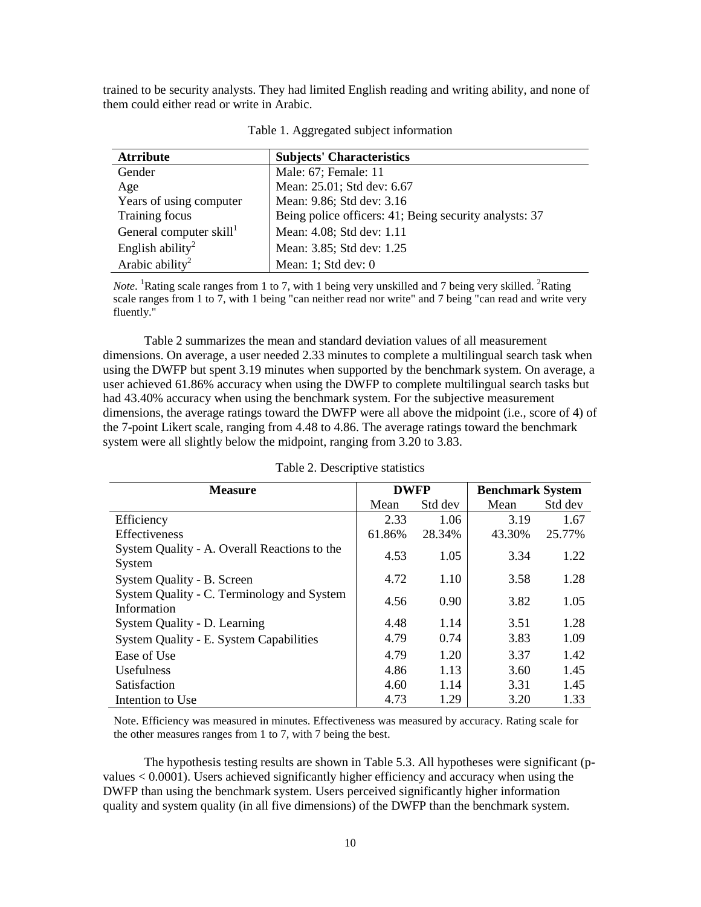trained to be security analysts. They had limited English reading and writing ability, and none of them could either read or write in Arabic.

Table 1. Aggregated subject information

| Atrribute | Subjects' Characteristics |
|---|---|
| Gender | Male: 67; Female: 11 |
| Age | Mean: 25.01; Std dev: 6.67 |
| Years of using computer | Mean: 9.86; Std dev: 3.16 |
| Training focus | Being police officers: 41; Being security analysts: 37 |
| General computer skill[1] | Mean: 4.08; Std dev: 1.11 |
| English ability[2] | Mean: 3.85; Std dev: 1.25 |
| Arabic ability[2] | Mean: 1; Std dev: 0 |

*Note*. [1]Rating scale ranges from 1 to 7, with 1 being very unskilled and 7 being very skilled. [2]Rating scale ranges from 1 to 7, with 1 being "can neither read nor write" and 7 being "can read and write very fluently."

Table 2 summarizes the mean and standard deviation values of all measurement dimensions. On average, a user needed 2.33 minutes to complete a multilingual search task when using the DWFP but spent 3.19 minutes when supported by the benchmark system. On average, a user achieved 61.86% accuracy when using the DWFP to complete multilingual search tasks but had 43.40% accuracy when using the benchmark system. For the subjective measurement dimensions, the average ratings toward the DWFP were all above the midpoint (i.e., score of 4) of the 7-point Likert scale, ranging from 4.48 to 4.86. The average ratings toward the benchmark system were all slightly below the midpoint, ranging from 3.20 to 3.83.

Table 2. Descriptive statistics

| Measure | DWFP | | Benchmark System | |
|---|---|---|---|---|
| | Mean | Std dev | Mean | Std dev |
| Efficiency | 2.33 | 1.06 | 3.19 | 1.67 |
| Effectiveness | 61.86% | 28.34% | 43.30% | 25.77% |
| System Quality - A. Overall Reactions to the System | 4.53 | 1.05 | 3.34 | 1.22 |
| System Quality - B. Screen | 4.72 | 1.10 | 3.58 | 1.28 |
| System Quality - C. Terminology and System Information | 4.56 | 0.90 | 3.82 | 1.05 |
| System Quality - D. Learning | 4.48 | 1.14 | 3.51 | 1.28 |
| System Quality - E. System Capabilities | 4.79 | 0.74 | 3.83 | 1.09 |
| Ease of Use | 4.79 | 1.20 | 3.37 | 1.42 |
| Usefulness | 4.86 | 1.13 | 3.60 | 1.45 |
| Satisfaction | 4.60 | 1.14 | 3.31 | 1.45 |
| Intention to Use | 4.73 | 1.29 | 3.20 | 1.33 |

Note. Efficiency was measured in minutes. Effectiveness was measured by accuracy. Rating scale for the other measures ranges from 1 to 7, with 7 being the best.

The hypothesis testing results are shown in Table 5.3. All hypotheses were significant (p-values $< 0.0001$). Users achieved significantly higher efficiency and accuracy when using the DWFP than using the benchmark system. Users perceived significantly higher information quality and system quality (in all five dimensions) of the DWFP than the benchmark system.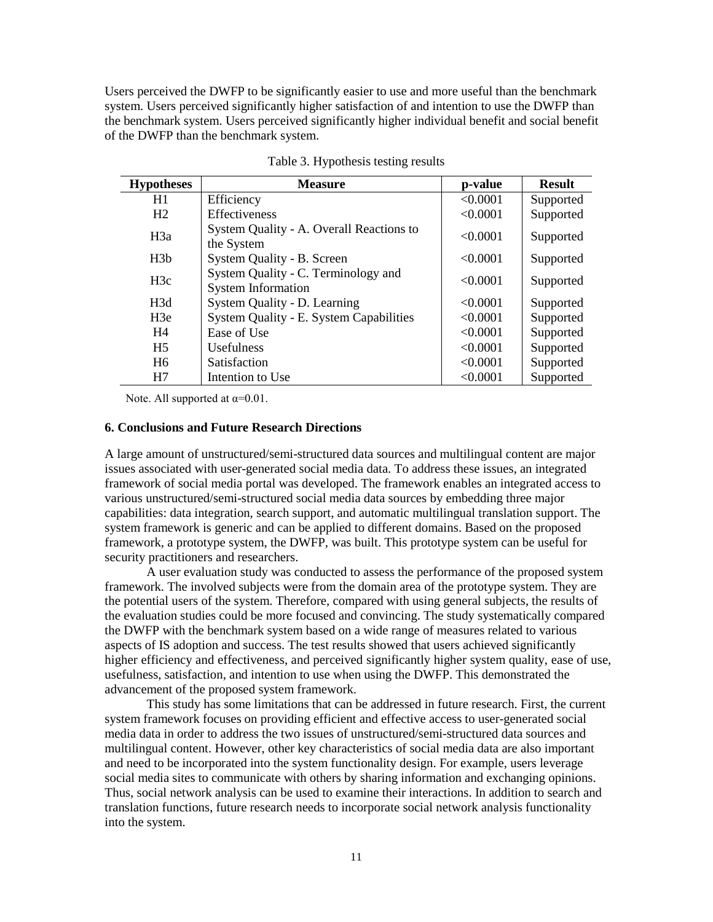Users perceived the DWFP to be significantly easier to use and more useful than the benchmark system. Users perceived significantly higher satisfaction of and intention to use the DWFP than the benchmark system. Users perceived significantly higher individual benefit and social benefit of the DWFP than the benchmark system.

Table 3. Hypothesis testing results

| Hypotheses | Measure | p-value | Result |
|---|---|---|---|
| H1 | Efficiency | <0.0001 | Supported |
| H2 | Effectiveness | <0.0001 | Supported |
| H3a | System Quality - A. Overall Reactions to the System | <0.0001 | Supported |
| H3b | System Quality - B. Screen | <0.0001 | Supported |
| H3c | System Quality - C. Terminology and System Information | <0.0001 | Supported |
| H3d | System Quality - D. Learning | <0.0001 | Supported |
| H3e | System Quality - E. System Capabilities | <0.0001 | Supported |
| H4 | Ease of Use | <0.0001 | Supported |
| H5 | Usefulness | <0.0001 | Supported |
| H6 | Satisfaction | <0.0001 | Supported |
| H7 | Intention to Use | <0.0001 | Supported |

Note. All supported at $\alpha$=0.01.

### 6. Conclusions and Future Research Directions

A large amount of unstructured/semi-structured data sources and multilingual content are major issues associated with user-generated social media data. To address these issues, an integrated framework of social media portal was developed. The framework enables an integrated access to various unstructured/semi-structured social media data sources by embedding three major capabilities: data integration, search support, and automatic multilingual translation support. The system framework is generic and can be applied to different domains. Based on the proposed framework, a prototype system, the DWFP, was built. This prototype system can be useful for security practitioners and researchers.

A user evaluation study was conducted to assess the performance of the proposed system framework. The involved subjects were from the domain area of the prototype system. They are the potential users of the system. Therefore, compared with using general subjects, the results of the evaluation studies could be more focused and convincing. The study systematically compared the DWFP with the benchmark system based on a wide range of measures related to various aspects of IS adoption and success. The test results showed that users achieved significantly higher efficiency and effectiveness, and perceived significantly higher system quality, ease of use, usefulness, satisfaction, and intention to use when using the DWFP. This demonstrated the advancement of the proposed system framework.

This study has some limitations that can be addressed in future research. First, the current system framework focuses on providing efficient and effective access to user-generated social media data in order to address the two issues of unstructured/semi-structured data sources and multilingual content. However, other key characteristics of social media data are also important and need to be incorporated into the system functionality design. For example, users leverage social media sites to communicate with others by sharing information and exchanging opinions. Thus, social network analysis can be used to examine their interactions. In addition to search and translation functions, future research needs to incorporate social network analysis functionality into the system.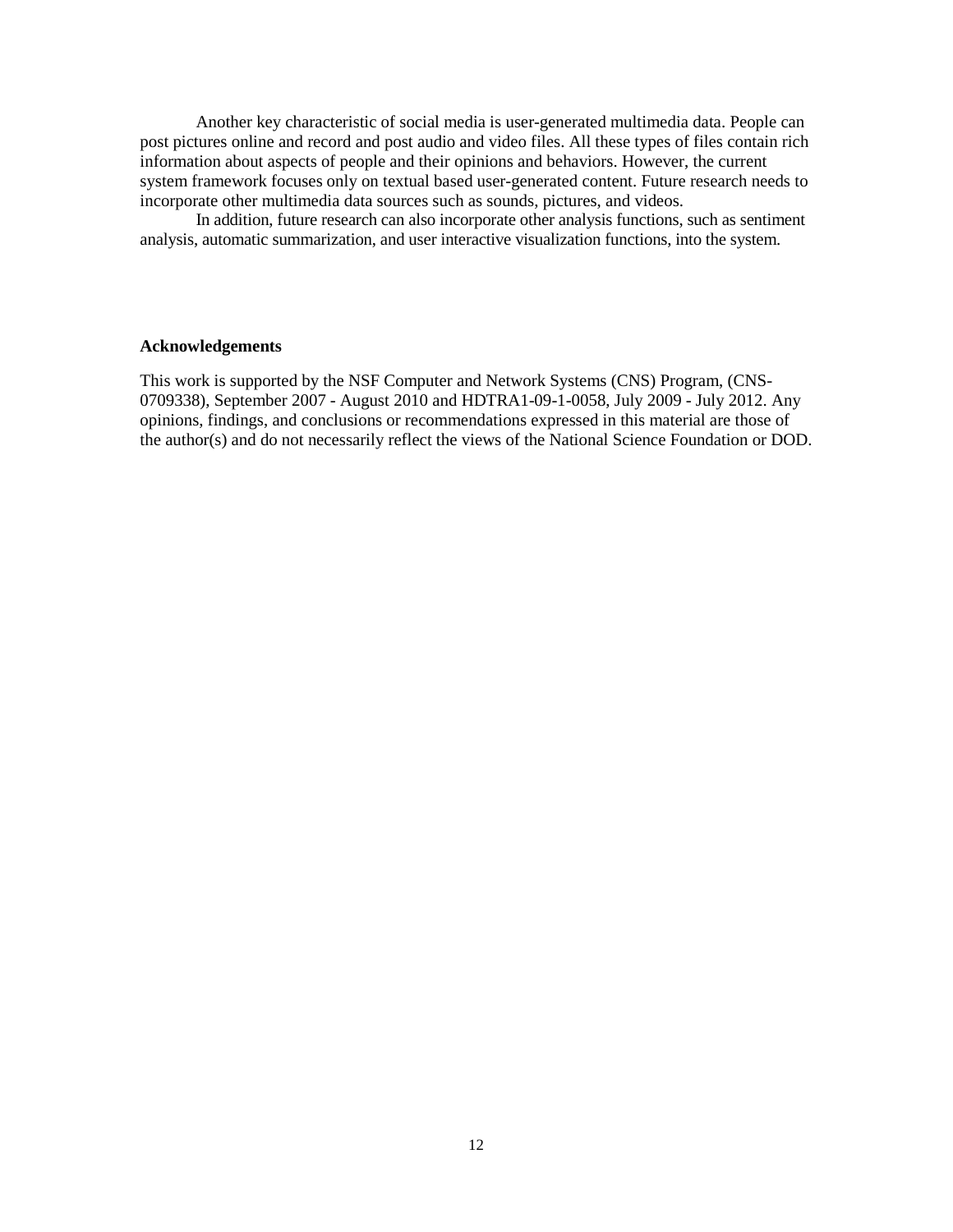Another key characteristic of social media is user-generated multimedia data. People can post pictures online and record and post audio and video files. All these types of files contain rich information about aspects of people and their opinions and behaviors. However, the current system framework focuses only on textual based user-generated content. Future research needs to incorporate other multimedia data sources such as sounds, pictures, and videos.

In addition, future research can also incorporate other analysis functions, such as sentiment analysis, automatic summarization, and user interactive visualization functions, into the system.

**Acknowledgements**

This work is supported by the NSF Computer and Network Systems (CNS) Program, (CNS-0709338), September 2007 - August 2010 and HDTRA1-09-1-0058, July 2009 - July 2012. Any opinions, findings, and conclusions or recommendations expressed in this material are those of the author(s) and do not necessarily reflect the views of the National Science Foundation or DOD.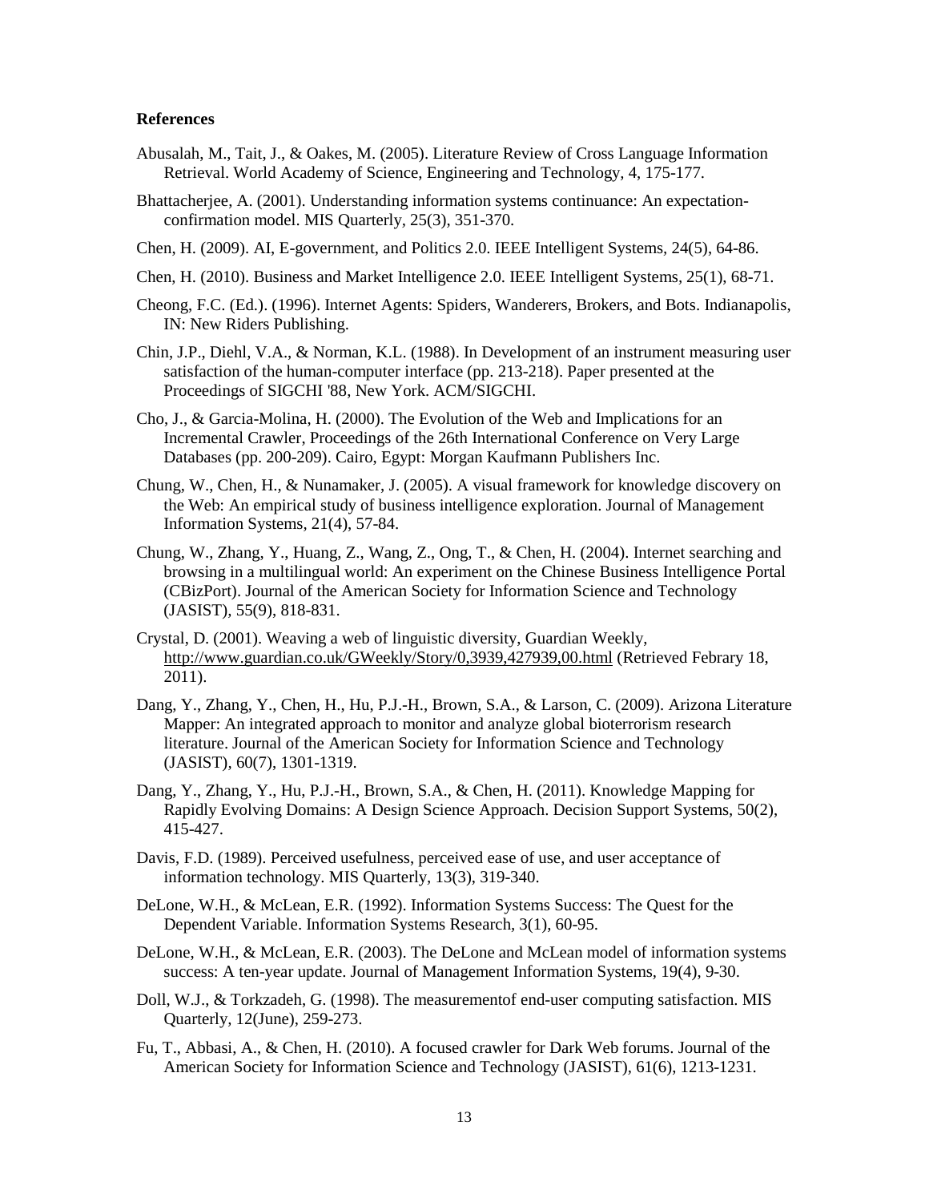**References**

Abusalah, M., Tait, J., & Oakes, M. (2005). Literature Review of Cross Language Information Retrieval. World Academy of Science, Engineering and Technology, 4, 175-177.

Bhattacherjee, A. (2001). Understanding information systems continuance: An expectation-confirmation model. MIS Quarterly, 25(3), 351-370.

Chen, H. (2009). AI, E-government, and Politics 2.0. IEEE Intelligent Systems, 24(5), 64-86.

Chen, H. (2010). Business and Market Intelligence 2.0. IEEE Intelligent Systems, 25(1), 68-71.

Cheong, F.C. (Ed.). (1996). Internet Agents: Spiders, Wanderers, Brokers, and Bots. Indianapolis, IN: New Riders Publishing.

Chin, J.P., Diehl, V.A., & Norman, K.L. (1988). In Development of an instrument measuring user satisfaction of the human-computer interface (pp. 213-218). Paper presented at the Proceedings of SIGCHI '88, New York. ACM/SIGCHI.

Cho, J., & Garcia-Molina, H. (2000). The Evolution of the Web and Implications for an Incremental Crawler, Proceedings of the 26th International Conference on Very Large Databases (pp. 200-209). Cairo, Egypt: Morgan Kaufmann Publishers Inc.

Chung, W., Chen, H., & Nunamaker, J. (2005). A visual framework for knowledge discovery on the Web: An empirical study of business intelligence exploration. Journal of Management Information Systems, 21(4), 57-84.

Chung, W., Zhang, Y., Huang, Z., Wang, Z., Ong, T., & Chen, H. (2004). Internet searching and browsing in a multilingual world: An experiment on the Chinese Business Intelligence Portal (CBizPort). Journal of the American Society for Information Science and Technology (JASIST), 55(9), 818-831.

Crystal, D. (2001). Weaving a web of linguistic diversity, Guardian Weekly, http://www.guardian.co.uk/GWeekly/Story/0,3939,427939,00.html (Retrieved Febrary 18, 2011).

Dang, Y., Zhang, Y., Chen, H., Hu, P.J.-H., Brown, S.A., & Larson, C. (2009). Arizona Literature Mapper: An integrated approach to monitor and analyze global bioterrorism research literature. Journal of the American Society for Information Science and Technology (JASIST), 60(7), 1301-1319.

Dang, Y., Zhang, Y., Hu, P.J.-H., Brown, S.A., & Chen, H. (2011). Knowledge Mapping for Rapidly Evolving Domains: A Design Science Approach. Decision Support Systems, 50(2), 415-427.

Davis, F.D. (1989). Perceived usefulness, perceived ease of use, and user acceptance of information technology. MIS Quarterly, 13(3), 319-340.

DeLone, W.H., & McLean, E.R. (1992). Information Systems Success: The Quest for the Dependent Variable. Information Systems Research, 3(1), 60-95.

DeLone, W.H., & McLean, E.R. (2003). The DeLone and McLean model of information systems success: A ten-year update. Journal of Management Information Systems, 19(4), 9-30.

Doll, W.J., & Torkzadeh, G. (1998). The measurementof end-user computing satisfaction. MIS Quarterly, 12(June), 259-273.

Fu, T., Abbasi, A., & Chen, H. (2010). A focused crawler for Dark Web forums. Journal of the American Society for Information Science and Technology (JASIST), 61(6), 1213-1231.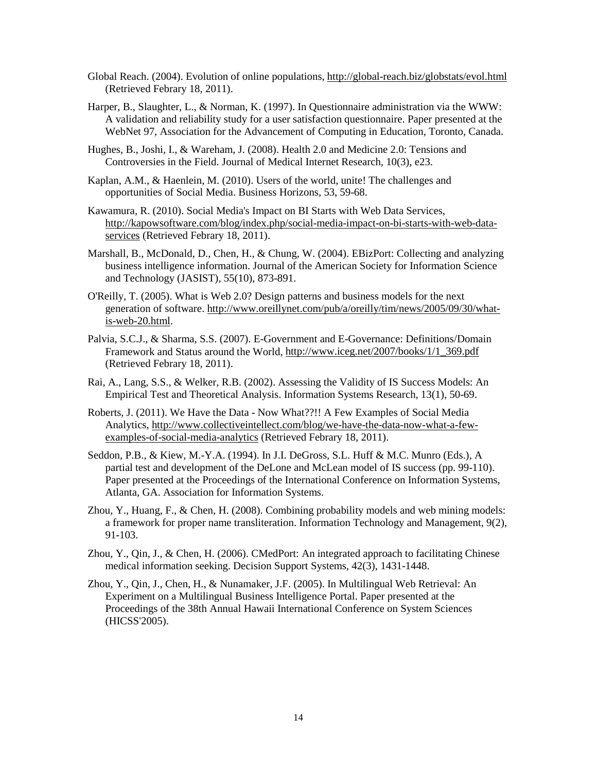Global Reach. (2004). Evolution of online populations, http://global-reach.biz/globstats/evol.html (Retrieved Febrary 18, 2011).

Harper, B., Slaughter, L., & Norman, K. (1997). In Questionnaire administration via the WWW: A validation and reliability study for a user satisfaction questionnaire. Paper presented at the WebNet 97, Association for the Advancement of Computing in Education, Toronto, Canada.

Hughes, B., Joshi, I., & Wareham, J. (2008). Health 2.0 and Medicine 2.0: Tensions and Controversies in the Field. Journal of Medical Internet Research, 10(3), e23.

Kaplan, A.M., & Haenlein, M. (2010). Users of the world, unite! The challenges and opportunities of Social Media. Business Horizons, 53, 59-68.

Kawamura, R. (2010). Social Media's Impact on BI Starts with Web Data Services, http://kapowsoftware.com/blog/index.php/social-media-impact-on-bi-starts-with-web-data-services (Retrieved Febrary 18, 2011).

Marshall, B., McDonald, D., Chen, H., & Chung, W. (2004). EBizPort: Collecting and analyzing business intelligence information. Journal of the American Society for Information Science and Technology (JASIST), 55(10), 873-891.

O'Reilly, T. (2005). What is Web 2.0? Design patterns and business models for the next generation of software. http://www.oreillynet.com/pub/a/oreilly/tim/news/2005/09/30/what-is-web-20.html.

Palvia, S.C.J., & Sharma, S.S. (2007). E-Government and E-Governance: Definitions/Domain Framework and Status around the World, http://www.iceg.net/2007/books/1/1_369.pdf (Retrieved Febrary 18, 2011).

Rai, A., Lang, S.S., & Welker, R.B. (2002). Assessing the Validity of IS Success Models: An Empirical Test and Theoretical Analysis. Information Systems Research, 13(1), 50-69.

Roberts, J. (2011). We Have the Data - Now What??!! A Few Examples of Social Media Analytics, http://www.collectiveintellect.com/blog/we-have-the-data-now-what-a-few-examples-of-social-media-analytics (Retrieved Febrary 18, 2011).

Seddon, P.B., & Kiew, M.-Y.A. (1994). In J.I. DeGross, S.L. Huff & M.C. Munro (Eds.), A partial test and development of the DeLone and McLean model of IS success (pp. 99-110). Paper presented at the Proceedings of the International Conference on Information Systems, Atlanta, GA. Association for Information Systems.

Zhou, Y., Huang, F., & Chen, H. (2008). Combining probability models and web mining models: a framework for proper name transliteration. Information Technology and Management, 9(2), 91-103.

Zhou, Y., Qin, J., & Chen, H. (2006). CMedPort: An integrated approach to facilitating Chinese medical information seeking. Decision Support Systems, 42(3), 1431-1448.

Zhou, Y., Qin, J., Chen, H., & Nunamaker, J.F. (2005). In Multilingual Web Retrieval: An Experiment on a Multilingual Business Intelligence Portal. Paper presented at the Proceedings of the 38th Annual Hawaii International Conference on System Sciences (HICSS'2005).